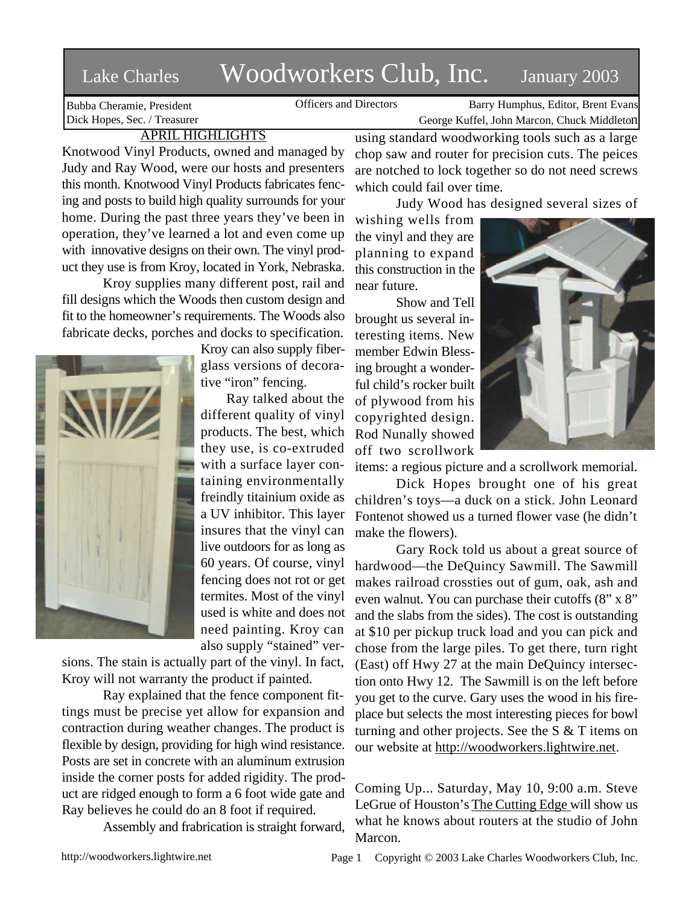# Lake Charles Woodworkers Club, Inc. January 2003

Bubba Cheramie, President
Dick Hopes, Sec. / Treasurer

Officers and Directors

Barry Humphus, Editor, Brent Evans
George Kuffel, John Marcon, Chuck Middleton

## APRIL HIGHLIGHTS

Knotwood Vinyl Products, owned and managed by Judy and Ray Wood, were our hosts and presenters this month. Knotwood Vinyl Products fabricates fencing and posts to build high quality surrounds for your home. During the past three years they've been in operation, they've learned a lot and even come up with innovative designs on their own. The vinyl product they use is from Kroy, located in York, Nebraska.

Kroy supplies many different post, rail and fill designs which the Woods then custom design and fit to the homeowner's requirements. The Woods also fabricate decks, porches and docks to specification. Kroy can also supply fiberglass versions of decorative "iron" fencing.

Ray talked about the different quality of vinyl products. The best, which they use, is co-extruded with a surface layer containing environmentally freindly titainium oxide as a UV inhibitor. This layer insures that the vinyl can live outdoors for as long as 60 years. Of course, vinyl fencing does not rot or get termites. Most of the vinyl used is white and does not need painting. Kroy can also supply "stained" versions. The stain is actually part of the vinyl. In fact, Kroy will not warranty the product if painted.

Ray explained that the fence component fittings must be precise yet allow for expansion and contraction during weather changes. The product is flexible by design, providing for high wind resistance. Posts are set in concrete with an aluminum extrusion inside the corner posts for added rigidity. The product are ridged enough to form a 6 foot wide gate and Ray believes he could do an 8 foot if required.

Assembly and frabrication is straight forward, using standard woodworking tools such as a large chop saw and router for precision cuts. The peices are notched to lock together so do not need screws which could fail over time.

Judy Wood has designed several sizes of wishing wells from the vinyl and they are planning to expand this construction in the near future.

Show and Tell brought us several interesting items. New member Edwin Blessing brought a wonderful child's rocker built of plywood from his copyrighted design. Rod Nunally showed off two scrollwork items: a regious picture and a scrollwork memorial.

Dick Hopes brought one of his great children's toys—a duck on a stick. John Leonard Fontenot showed us a turned flower vase (he didn't make the flowers).

Gary Rock told us about a great source of hardwood—the DeQuincy Sawmill. The Sawmill makes railroad crossties out of gum, oak, ash and even walnut. You can purchase their cutoffs (8" x 8" and the slabs from the sides). The cost is outstanding at $10 per pickup truck load and you can pick and chose from the large piles. To get there, turn right (East) off Hwy 27 at the main DeQuincy intersection onto Hwy 12. The Sawmill is on the left before you get to the curve. Gary uses the wood in his fireplace but selects the most interesting pieces for bowl turning and other projects. See the S & T items on our website at http://woodworkers.lightwire.net.

Coming Up... Saturday, May 10, 9:00 a.m. Steve LeGrue of Houston's The Cutting Edge will show us what he knows about routers at the studio of John Marcon.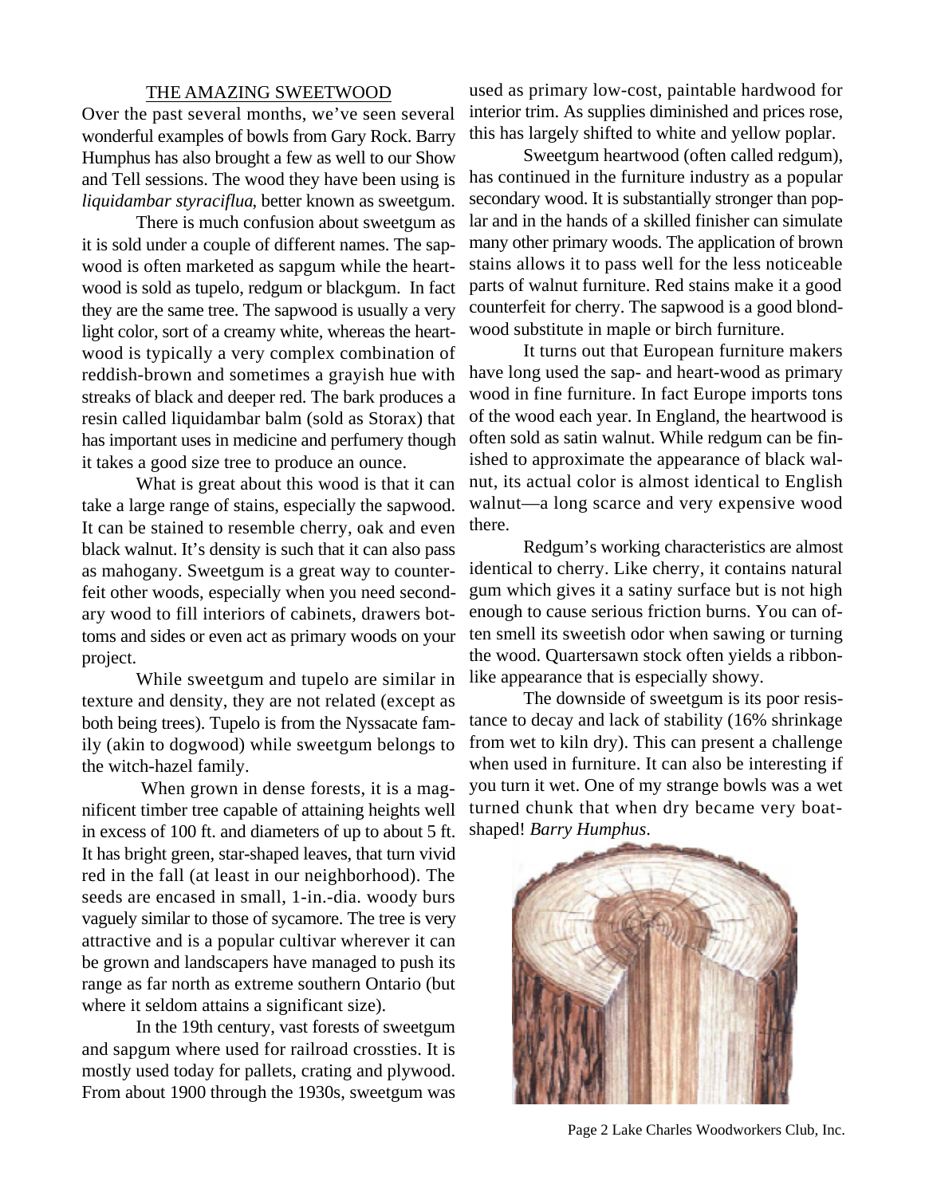## THE AMAZING SWEETWOOD

Over the past several months, we've seen several wonderful examples of bowls from Gary Rock. Barry Humphus has also brought a few as well to our Show and Tell sessions. The wood they have been using is *liquidambar styraciflua*, better known as sweetgum.

There is much confusion about sweetgum as it is sold under a couple of different names. The sapwood is often marketed as sapgum while the heartwood is sold as tupelo, redgum or blackgum. In fact they are the same tree. The sapwood is usually a very light color, sort of a creamy white, whereas the heartwood is typically a very complex combination of reddish-brown and sometimes a grayish hue with streaks of black and deeper red. The bark produces a resin called liquidambar balm (sold as Storax) that has important uses in medicine and perfumery though it takes a good size tree to produce an ounce.

What is great about this wood is that it can take a large range of stains, especially the sapwood. It can be stained to resemble cherry, oak and even black walnut. It's density is such that it can also pass as mahogany. Sweetgum is a great way to counterfeit other woods, especially when you need secondary wood to fill interiors of cabinets, drawers bottoms and sides or even act as primary woods on your project.

While sweetgum and tupelo are similar in texture and density, they are not related (except as both being trees). Tupelo is from the Nyssacate family (akin to dogwood) while sweetgum belongs to the witch-hazel family.

When grown in dense forests, it is a magnificent timber tree capable of attaining heights well in excess of 100 ft. and diameters of up to about 5 ft. It has bright green, star-shaped leaves, that turn vivid red in the fall (at least in our neighborhood). The seeds are encased in small, 1-in.-dia. woody burs vaguely similar to those of sycamore. The tree is very attractive and is a popular cultivar wherever it can be grown and landscapers have managed to push its range as far north as extreme southern Ontario (but where it seldom attains a significant size).

In the 19th century, vast forests of sweetgum and sapgum where used for railroad crossties. It is mostly used today for pallets, crating and plywood. From about 1900 through the 1930s, sweetgum was used as primary low-cost, paintable hardwood for interior trim. As supplies diminished and prices rose, this has largely shifted to white and yellow poplar.

Sweetgum heartwood (often called redgum), has continued in the furniture industry as a popular secondary wood. It is substantially stronger than poplar and in the hands of a skilled finisher can simulate many other primary woods. The application of brown stains allows it to pass well for the less noticeable parts of walnut furniture. Red stains make it a good counterfeit for cherry. The sapwood is a good blondwood substitute in maple or birch furniture.

It turns out that European furniture makers have long used the sap- and heart-wood as primary wood in fine furniture. In fact Europe imports tons of the wood each year. In England, the heartwood is often sold as satin walnut. While redgum can be finished to approximate the appearance of black walnut, its actual color is almost identical to English walnut—a long scarce and very expensive wood there.

Redgum's working characteristics are almost identical to cherry. Like cherry, it contains natural gum which gives it a satiny surface but is not high enough to cause serious friction burns. You can often smell its sweetish odor when sawing or turning the wood. Quartersawn stock often yields a ribbon-like appearance that is especially showy.

The downside of sweetgum is its poor resistance to decay and lack of stability (16% shrinkage from wet to kiln dry). This can present a challenge when used in furniture. It can also be interesting if you turn it wet. One of my strange bowls was a wet turned chunk that when dry became very boat-shaped! *Barry Humphus.*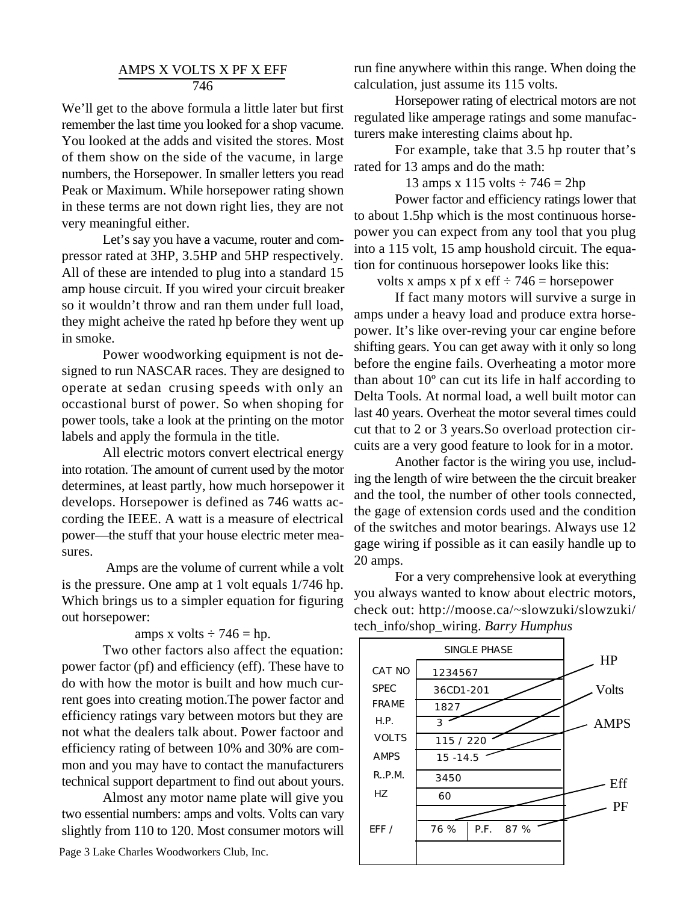$$\frac{\text{AMPS X VOLTS X PF X EFF}}{746}$$

We'll get to the above formula a little later but first remember the last time you looked for a shop vacume. You looked at the adds and visited the stores. Most of them show on the side of the vacume, in large numbers, the Horsepower. In smaller letters you read Peak or Maximum. While horsepower rating shown in these terms are not down right lies, they are not very meaningful either.

Let's say you have a vacume, router and compressor rated at 3HP, 3.5HP and 5HP respectively. All of these are intended to plug into a standard 15 amp house circuit. If you wired your circuit breaker so it wouldn't throw and ran them under full load, they might acheive the rated hp before they went up in smoke.

Power woodworking equipment is not designed to run NASCAR races. They are designed to operate at sedan crusing speeds with only an occastional burst of power. So when shoping for power tools, take a look at the printing on the motor labels and apply the formula in the title.

All electric motors convert electrical energy into rotation. The amount of current used by the motor determines, at least partly, how much horsepower it develops. Horsepower is defined as 746 watts according the IEEE. A watt is a measure of electrical power—the stuff that your house electric meter measures.

Amps are the volume of current while a volt is the pressure. One amp at 1 volt equals 1/746 hp. Which brings us to a simpler equation for figuring out horsepower:

amps x volts ÷ 746 = hp.

Two other factors also affect the equation: power factor (pf) and efficiency (eff). These have to do with how the motor is built and how much current goes into creating motion.The power factor and efficiency ratings vary between motors but they are not what the dealers talk about. Power factoor and efficiency rating of between 10% and 30% are common and you may have to contact the manufacturers technical support department to find out about yours.

Almost any motor name plate will give you two essential numbers: amps and volts. Volts can vary slightly from 110 to 120. Most consumer motors will run fine anywhere within this range. When doing the calculation, just assume its 115 volts.

Horsepower rating of electrical motors are not regulated like amperage ratings and some manufacturers make interesting claims about hp.

For example, take that 3.5 hp router that's rated for 13 amps and do the math:

13 amps x 115 volts ÷ 746 = 2hp

Power factor and efficiency ratings lower that to about 1.5hp which is the most continuous horsepower you can expect from any tool that you plug into a 115 volt, 15 amp houshold circuit. The equation for continuous horsepower looks like this:

volts x amps x pf x eff ÷ 746 = horsepower

If fact many motors will survive a surge in amps under a heavy load and produce extra horsepower. It's like over-reving your car engine before shifting gears. You can get away with it only so long before the engine fails. Overheating a motor more than about 10º can cut its life in half according to Delta Tools. At normal load, a well built motor can last 40 years. Overheat the motor several times could cut that to 2 or 3 years.So overload protection circuits are a very good feature to look for in a motor.

Another factor is the wiring you use, including the length of wire between the the circuit breaker and the tool, the number of other tools connected, the gage of extension cords used and the condition of the switches and motor bearings. Always use 12 gage wiring if possible as it can easily handle up to 20 amps.

For a very comprehensive look at everything you always wanted to know about electric motors, check out: http://moose.ca/~slowzuki/slowzuki/tech_info/shop_wiring. *Barry Humphus*

| SINGLE PHASE | | |
|---|---|---|
| CAT NO | 1234567 | |
| SPEC | 36CD1-201 | |
| FRAME | 1827 | |
| H.P. | 3 | |
| VOLTS | 115 / 220 | |
| AMPS | 15 -14.5 | |
| R..P.M. | 3450 | |
| HZ | 60 | |
| | | |
| EFF / | 76 % | P.F. 87 % |

HP

Volts

AMPS

Eff

PF